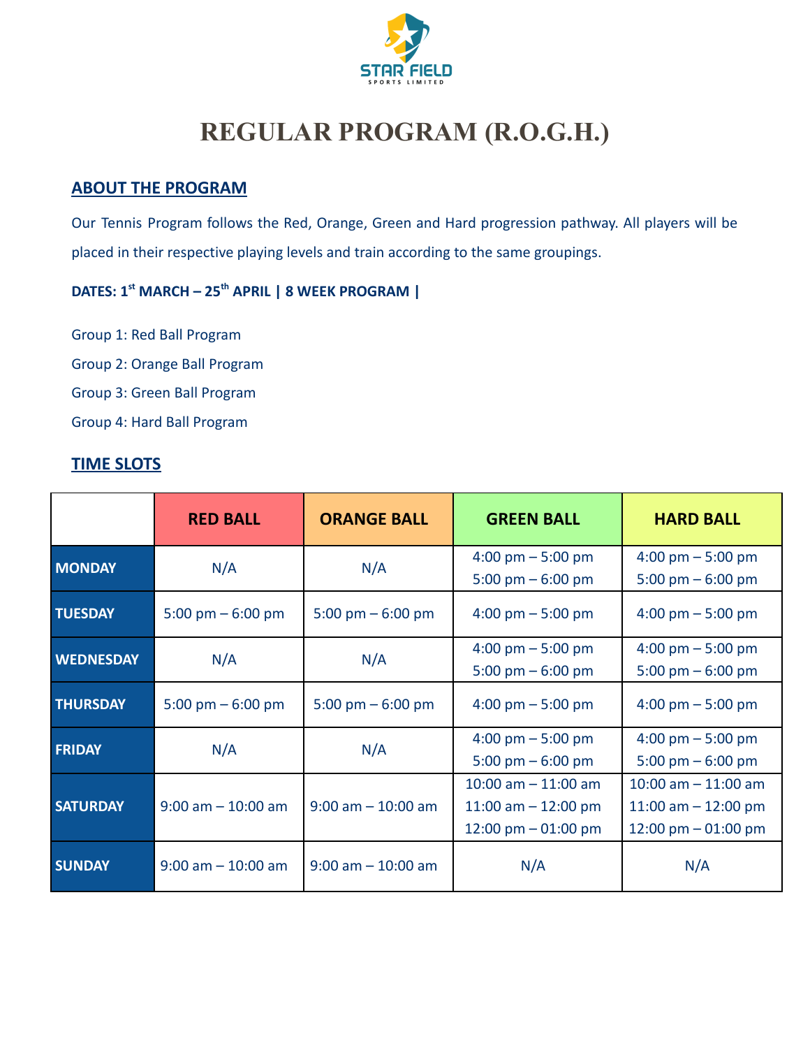STAR FIELD

SPORTS LIMITED

# REGULAR PROGRAM (R.O.G.H.)

## ABOUT THE PROGRAM

Our Tennis Program follows the Red, Orange, Green and Hard progression pathway. All players will be placed in their respective playing levels and train according to the same groupings.

**DATES: 1st MARCH – 25th APRIL | 8 WEEK PROGRAM |**

Group 1: Red Ball Program

Group 2: Orange Ball Program

Group 3: Green Ball Program

Group 4: Hard Ball Program

## TIME SLOTS

| | RED BALL | ORANGE BALL | GREEN BALL | HARD BALL |
|---|---|---|---|---|
| **MONDAY** | N/A | N/A | 4:00 pm – 5:00 pm<br>5:00 pm – 6:00 pm | 4:00 pm – 5:00 pm<br>5:00 pm – 6:00 pm |
| **TUESDAY** | 5:00 pm – 6:00 pm | 5:00 pm – 6:00 pm | 4:00 pm – 5:00 pm | 4:00 pm – 5:00 pm |
| **WEDNESDAY** | N/A | N/A | 4:00 pm – 5:00 pm<br>5:00 pm – 6:00 pm | 4:00 pm – 5:00 pm<br>5:00 pm – 6:00 pm |
| **THURSDAY** | 5:00 pm – 6:00 pm | 5:00 pm – 6:00 pm | 4:00 pm – 5:00 pm | 4:00 pm – 5:00 pm |
| **FRIDAY** | N/A | N/A | 4:00 pm – 5:00 pm<br>5:00 pm – 6:00 pm | 4:00 pm – 5:00 pm<br>5:00 pm – 6:00 pm |
| **SATURDAY** | 9:00 am – 10:00 am | 9:00 am – 10:00 am | 10:00 am – 11:00 am<br>11:00 am – 12:00 pm<br>12:00 pm – 01:00 pm | 10:00 am – 11:00 am<br>11:00 am – 12:00 pm<br>12:00 pm – 01:00 pm |
| **SUNDAY** | 9:00 am – 10:00 am | 9:00 am – 10:00 am | N/A | N/A |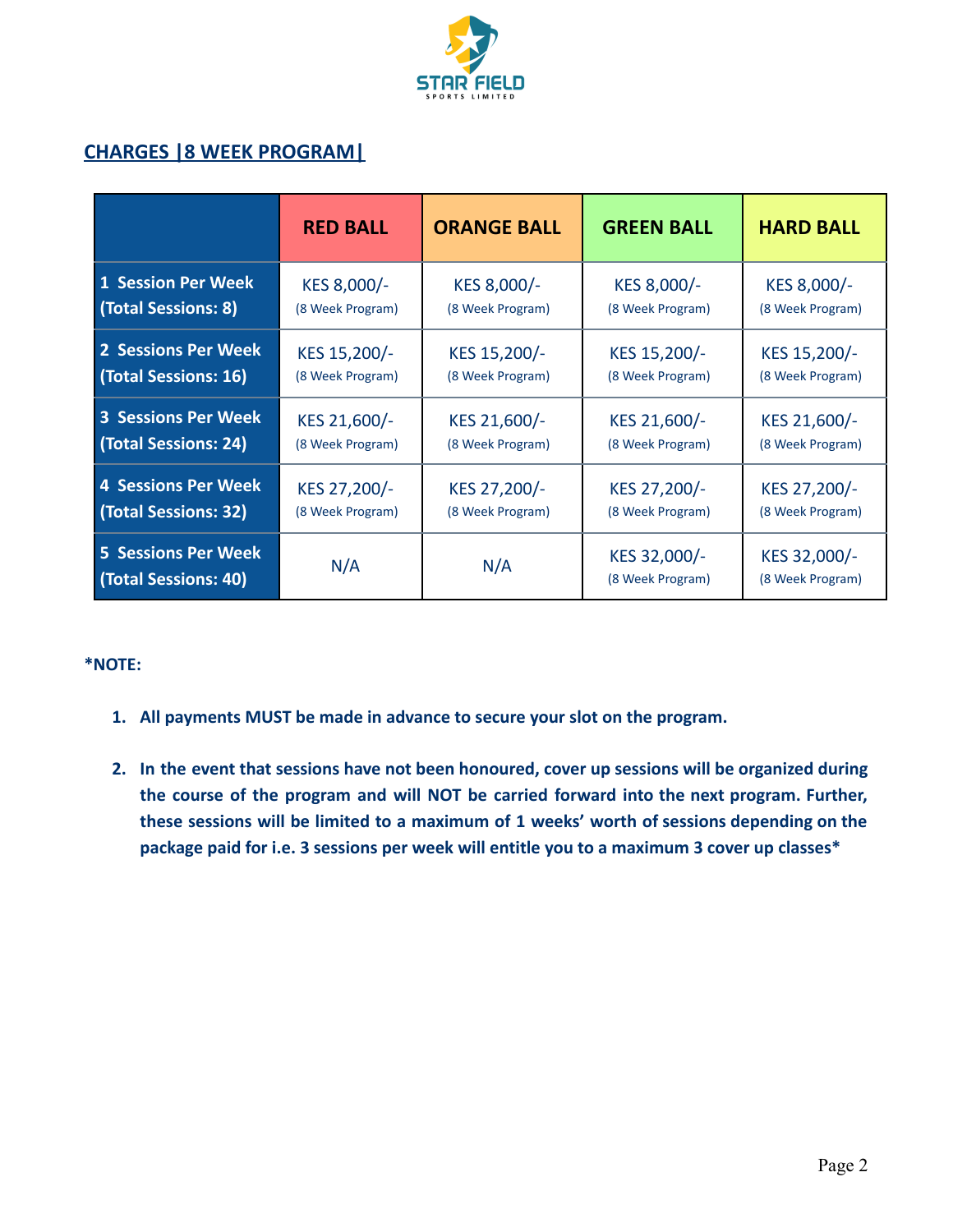## CHARGES |8 WEEK PROGRAM|

| | RED BALL | ORANGE BALL | GREEN BALL | HARD BALL |
|---|---|---|---|---|
| **1 Session Per Week (Total Sessions: 8)** | KES 8,000/- (8 Week Program) | KES 8,000/- (8 Week Program) | KES 8,000/- (8 Week Program) | KES 8,000/- (8 Week Program) |
| **2 Sessions Per Week (Total Sessions: 16)** | KES 15,200/- (8 Week Program) | KES 15,200/- (8 Week Program) | KES 15,200/- (8 Week Program) | KES 15,200/- (8 Week Program) |
| **3 Sessions Per Week (Total Sessions: 24)** | KES 21,600/- (8 Week Program) | KES 21,600/- (8 Week Program) | KES 21,600/- (8 Week Program) | KES 21,600/- (8 Week Program) |
| **4 Sessions Per Week (Total Sessions: 32)** | KES 27,200/- (8 Week Program) | KES 27,200/- (8 Week Program) | KES 27,200/- (8 Week Program) | KES 27,200/- (8 Week Program) |
| **5 Sessions Per Week (Total Sessions: 40)** | N/A | N/A | KES 32,000/- (8 Week Program) | KES 32,000/- (8 Week Program) |

**\*NOTE:**

1. **All payments MUST be made in advance to secure your slot on the program.**
2. **In the event that sessions have not been honoured, cover up sessions will be organized during the course of the program and will NOT be carried forward into the next program. Further, these sessions will be limited to a maximum of 1 weeks' worth of sessions depending on the package paid for i.e. 3 sessions per week will entitle you to a maximum 3 cover up classes\***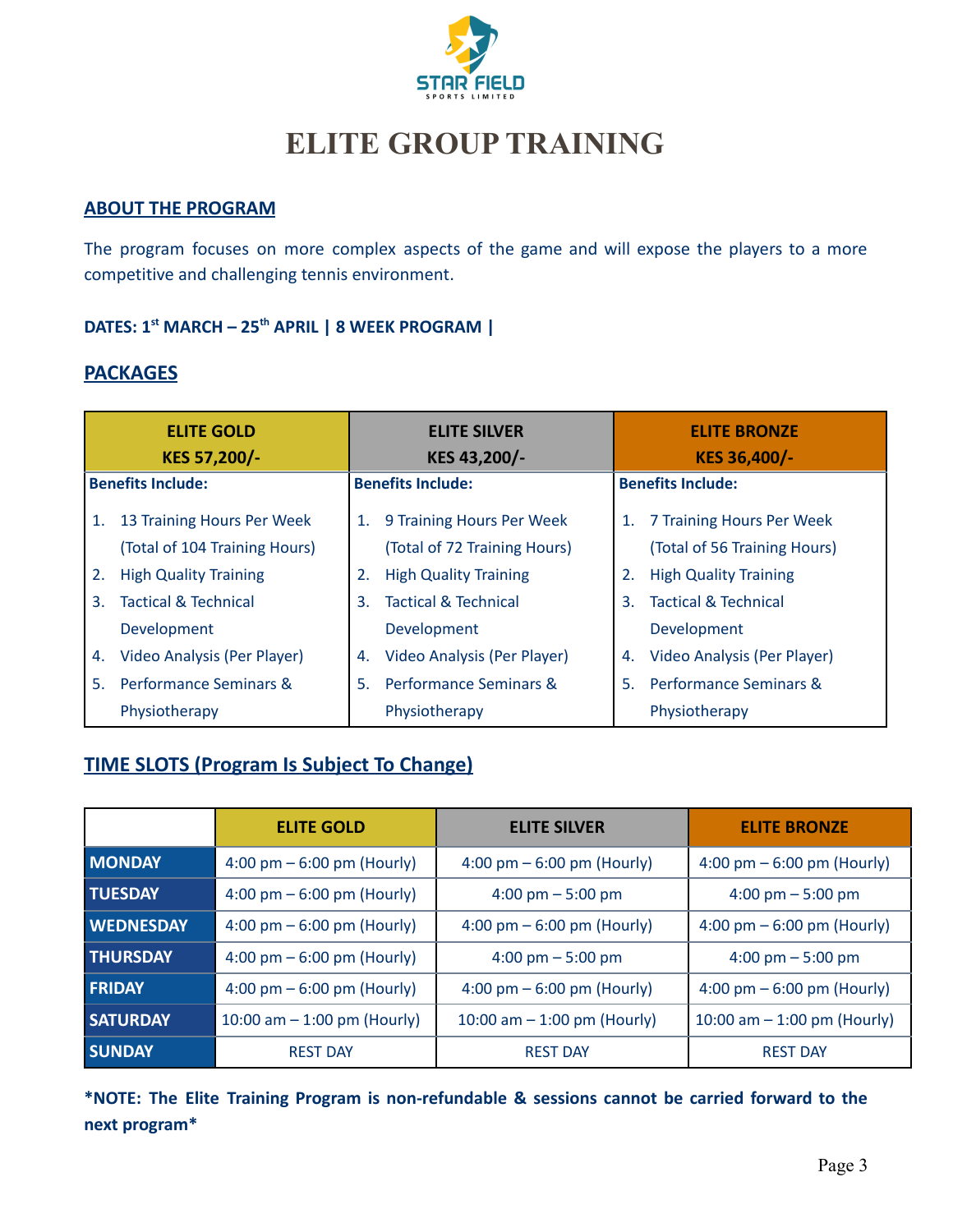# ELITE GROUP TRAINING

## ABOUT THE PROGRAM

The program focuses on more complex aspects of the game and will expose the players to a more competitive and challenging tennis environment.

**DATES: 1st MARCH – 25th APRIL | 8 WEEK PROGRAM |**

## PACKAGES

| ELITE GOLD<br>KES 57,200/- | ELITE SILVER<br>KES 43,200/- | ELITE BRONZE<br>KES 36,400/- |
|---|---|---|
| **Benefits Include:**<br>1. 13 Training Hours Per Week (Total of 104 Training Hours)<br>2. High Quality Training<br>3. Tactical & Technical Development<br>4. Video Analysis (Per Player)<br>5. Performance Seminars & Physiotherapy | **Benefits Include:**<br>1. 9 Training Hours Per Week (Total of 72 Training Hours)<br>2. High Quality Training<br>3. Tactical & Technical Development<br>4. Video Analysis (Per Player)<br>5. Performance Seminars & Physiotherapy | **Benefits Include:**<br>1. 7 Training Hours Per Week (Total of 56 Training Hours)<br>2. High Quality Training<br>3. Tactical & Technical Development<br>4. Video Analysis (Per Player)<br>5. Performance Seminars & Physiotherapy |

## TIME SLOTS (Program Is Subject To Change)

| | ELITE GOLD | ELITE SILVER | ELITE BRONZE |
|---|---|---|---|
| **MONDAY** | 4:00 pm – 6:00 pm (Hourly) | 4:00 pm – 6:00 pm (Hourly) | 4:00 pm – 6:00 pm (Hourly) |
| **TUESDAY** | 4:00 pm – 6:00 pm (Hourly) | 4:00 pm – 5:00 pm | 4:00 pm – 5:00 pm |
| **WEDNESDAY** | 4:00 pm – 6:00 pm (Hourly) | 4:00 pm – 6:00 pm (Hourly) | 4:00 pm – 6:00 pm (Hourly) |
| **THURSDAY** | 4:00 pm – 6:00 pm (Hourly) | 4:00 pm – 5:00 pm | 4:00 pm – 5:00 pm |
| **FRIDAY** | 4:00 pm – 6:00 pm (Hourly) | 4:00 pm – 6:00 pm (Hourly) | 4:00 pm – 6:00 pm (Hourly) |
| **SATURDAY** | 10:00 am – 1:00 pm (Hourly) | 10:00 am – 1:00 pm (Hourly) | 10:00 am – 1:00 pm (Hourly) |
| **SUNDAY** | REST DAY | REST DAY | REST DAY |

***NOTE: The Elite Training Program is non-refundable & sessions cannot be carried forward to the next program***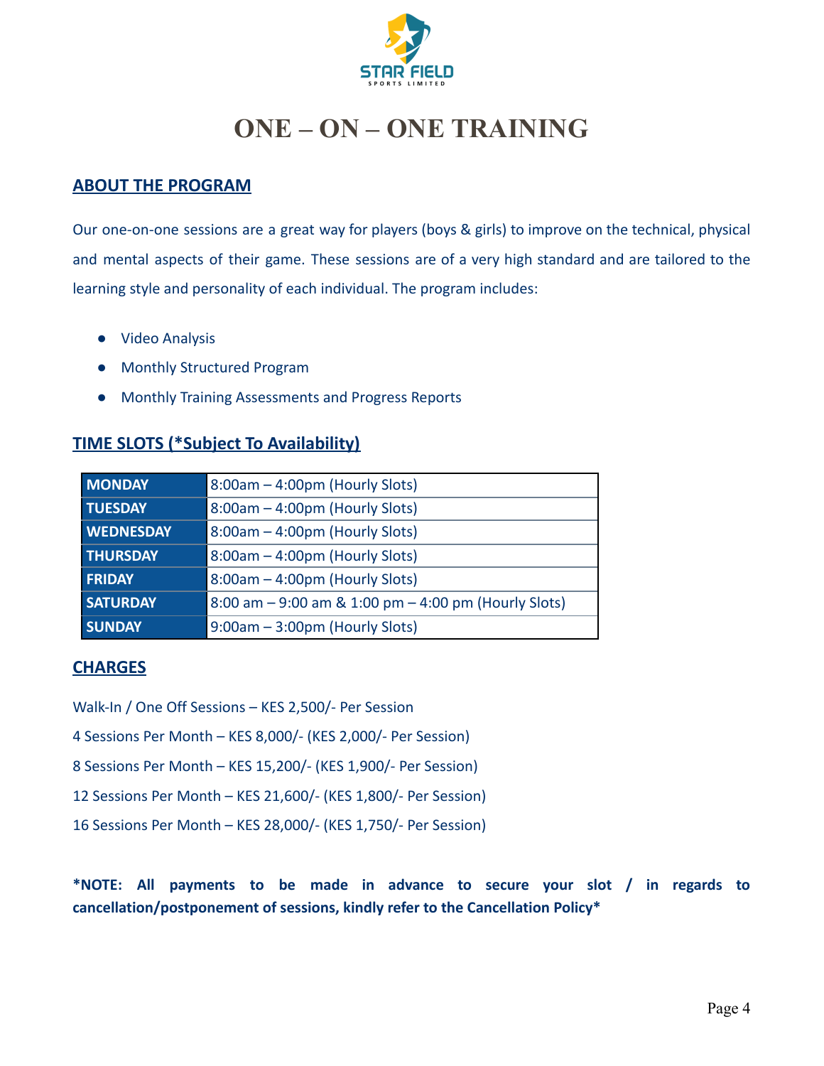# ONE – ON – ONE TRAINING

## ABOUT THE PROGRAM

Our one-on-one sessions are a great way for players (boys & girls) to improve on the technical, physical and mental aspects of their game. These sessions are of a very high standard and are tailored to the learning style and personality of each individual. The program includes:

- Video Analysis
- Monthly Structured Program
- Monthly Training Assessments and Progress Reports

## TIME SLOTS (*Subject To Availability)

| | |
|---|---|
| **MONDAY** | 8:00am – 4:00pm (Hourly Slots) |
| **TUESDAY** | 8:00am – 4:00pm (Hourly Slots) |
| **WEDNESDAY** | 8:00am – 4:00pm (Hourly Slots) |
| **THURSDAY** | 8:00am – 4:00pm (Hourly Slots) |
| **FRIDAY** | 8:00am – 4:00pm (Hourly Slots) |
| **SATURDAY** | 8:00 am – 9:00 am & 1:00 pm – 4:00 pm (Hourly Slots) |
| **SUNDAY** | 9:00am – 3:00pm (Hourly Slots) |

## CHARGES

Walk-In / One Off Sessions – KES 2,500/- Per Session

4 Sessions Per Month – KES 8,000/- (KES 2,000/- Per Session)

8 Sessions Per Month – KES 15,200/- (KES 1,900/- Per Session)

12 Sessions Per Month – KES 21,600/- (KES 1,800/- Per Session)

16 Sessions Per Month – KES 28,000/- (KES 1,750/- Per Session)

**\*NOTE: All payments to be made in advance to secure your slot / in regards to cancellation/postponement of sessions, kindly refer to the Cancellation Policy\***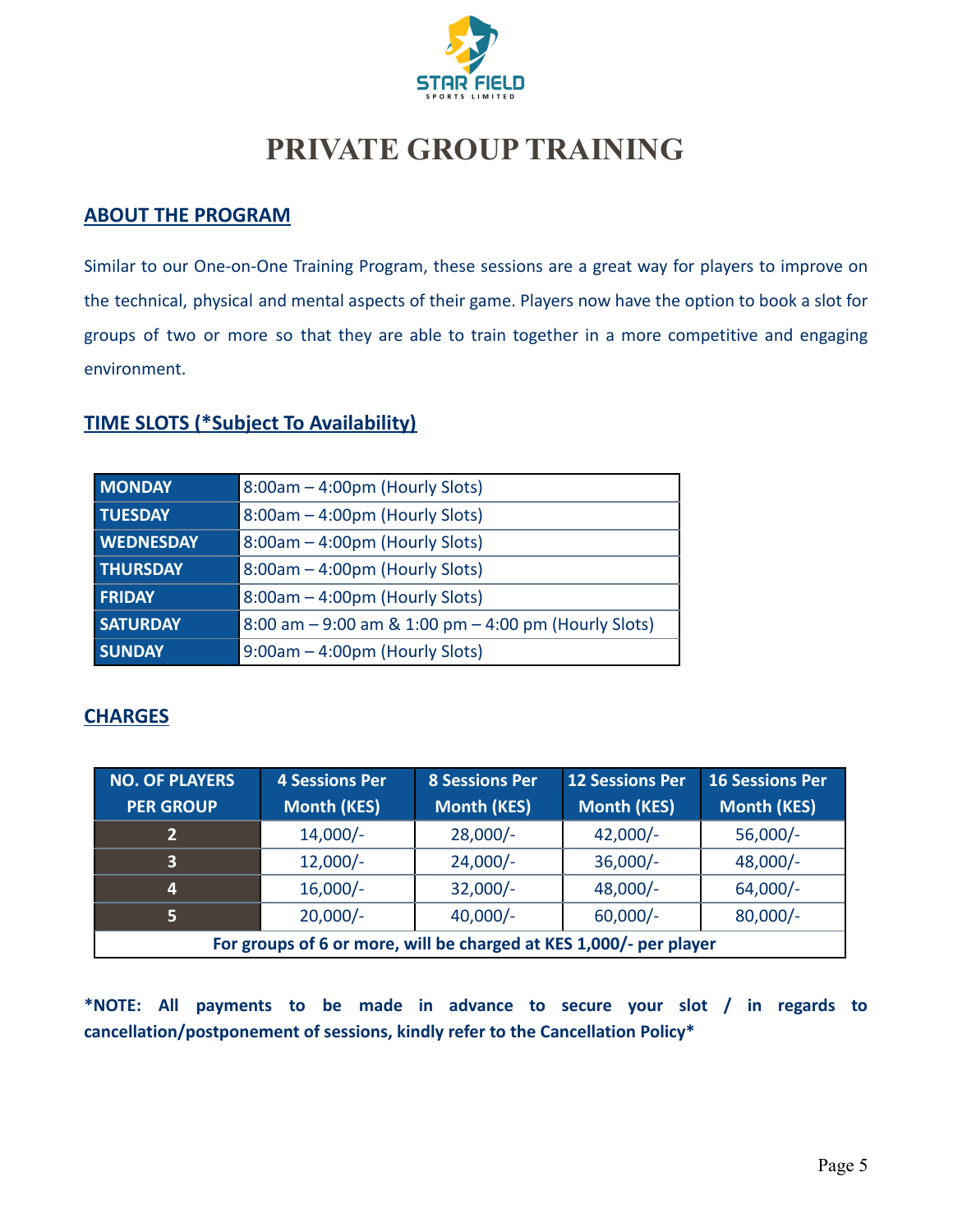# PRIVATE GROUP TRAINING

## ABOUT THE PROGRAM

Similar to our One-on-One Training Program, these sessions are a great way for players to improve on the technical, physical and mental aspects of their game. Players now have the option to book a slot for groups of two or more so that they are able to train together in a more competitive and engaging environment.

## TIME SLOTS (*Subject To Availability)

| | |
|---|---|
| **MONDAY** | 8:00am – 4:00pm (Hourly Slots) |
| **TUESDAY** | 8:00am – 4:00pm (Hourly Slots) |
| **WEDNESDAY** | 8:00am – 4:00pm (Hourly Slots) |
| **THURSDAY** | 8:00am – 4:00pm (Hourly Slots) |
| **FRIDAY** | 8:00am – 4:00pm (Hourly Slots) |
| **SATURDAY** | 8:00 am – 9:00 am & 1:00 pm – 4:00 pm (Hourly Slots) |
| **SUNDAY** | 9:00am – 4:00pm (Hourly Slots) |

## CHARGES

| NO. OF PLAYERS PER GROUP | 4 Sessions Per Month (KES) | 8 Sessions Per Month (KES) | 12 Sessions Per Month (KES) | 16 Sessions Per Month (KES) |
|---|---|---|---|---|
| 2 | 14,000/- | 28,000/- | 42,000/- | 56,000/- |
| 3 | 12,000/- | 24,000/- | 36,000/- | 48,000/- |
| 4 | 16,000/- | 32,000/- | 48,000/- | 64,000/- |
| 5 | 20,000/- | 40,000/- | 60,000/- | 80,000/- |
| **For groups of 6 or more, will be charged at KES 1,000/- per player** | | | | |

**\*NOTE: All payments to be made in advance to secure your slot / in regards to cancellation/postponement of sessions, kindly refer to the Cancellation Policy\***